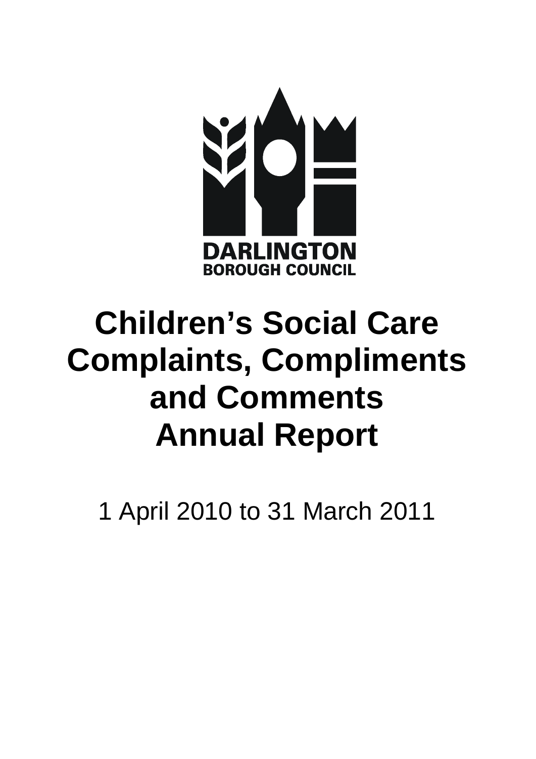DARLINGTON
BOROUGH COUNCIL

# Children's Social Care Complaints, Compliments and Comments Annual Report

1 April 2010 to 31 March 2011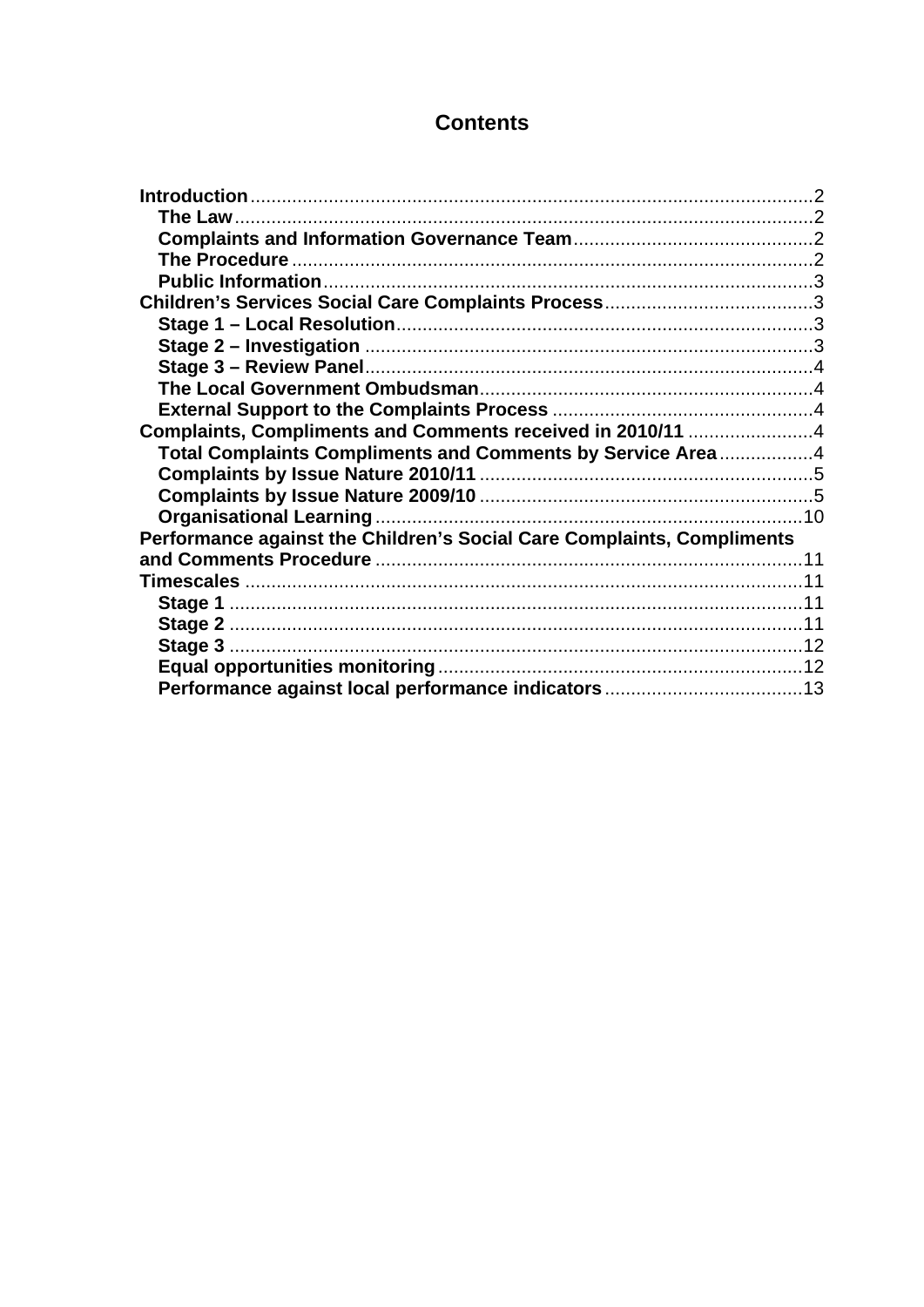# Contents

- **Introduction** .......... 2
  - **The Law** .......... 2
  - **Complaints and Information Governance Team** .......... 2
  - **The Procedure** .......... 2
  - **Public Information** .......... 3
- **Children's Services Social Care Complaints Process** .......... 3
  - **Stage 1 – Local Resolution** .......... 3
  - **Stage 2 – Investigation** .......... 3
  - **Stage 3 – Review Panel** .......... 4
  - **The Local Government Ombudsman** .......... 4
  - **External Support to the Complaints Process** .......... 4
- **Complaints, Compliments and Comments received in 2010/11** .......... 4
  - **Total Complaints Compliments and Comments by Service Area** .......... 4
  - **Complaints by Issue Nature 2010/11** .......... 5
  - **Complaints by Issue Nature 2009/10** .......... 5
  - **Organisational Learning** .......... 10
- **Performance against the Children's Social Care Complaints, Compliments and Comments Procedure** .......... 11
- **Timescales** .......... 11
  - **Stage 1** .......... 11
  - **Stage 2** .......... 11
  - **Stage 3** .......... 12
  - **Equal opportunities monitoring** .......... 12
  - **Performance against local performance indicators** .......... 13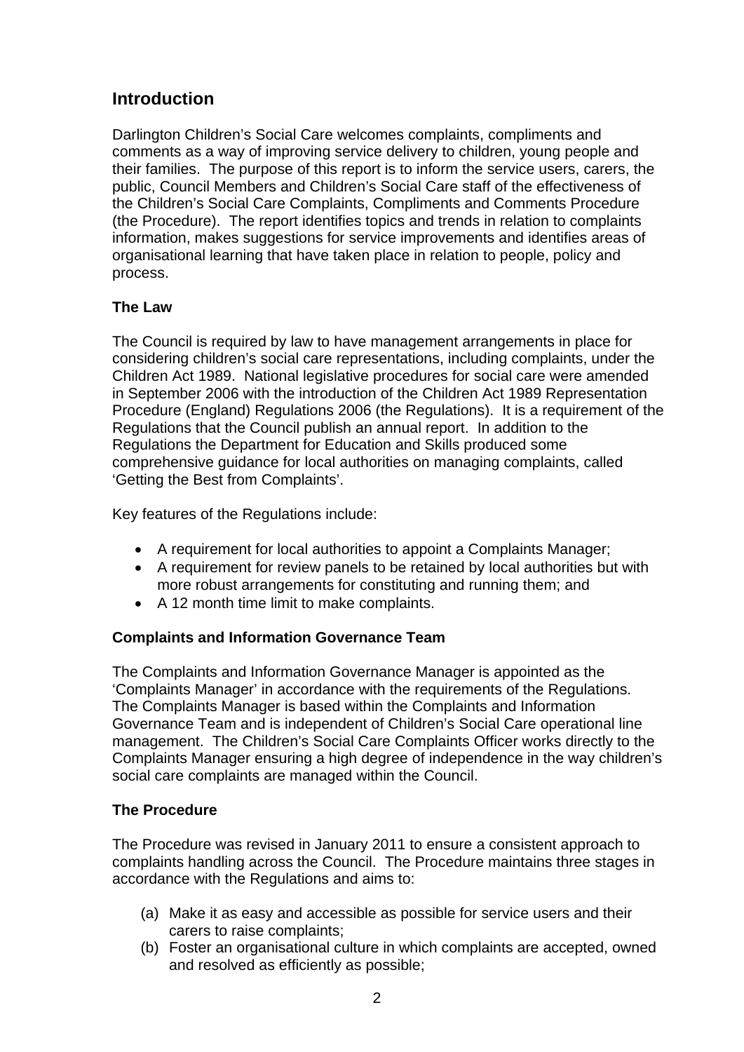## Introduction

Darlington Children's Social Care welcomes complaints, compliments and comments as a way of improving service delivery to children, young people and their families. The purpose of this report is to inform the service users, carers, the public, Council Members and Children's Social Care staff of the effectiveness of the Children's Social Care Complaints, Compliments and Comments Procedure (the Procedure). The report identifies topics and trends in relation to complaints information, makes suggestions for service improvements and identifies areas of organisational learning that have taken place in relation to people, policy and process.

### The Law

The Council is required by law to have management arrangements in place for considering children's social care representations, including complaints, under the Children Act 1989. National legislative procedures for social care were amended in September 2006 with the introduction of the Children Act 1989 Representation Procedure (England) Regulations 2006 (the Regulations). It is a requirement of the Regulations that the Council publish an annual report. In addition to the Regulations the Department for Education and Skills produced some comprehensive guidance for local authorities on managing complaints, called 'Getting the Best from Complaints'.

Key features of the Regulations include:

- A requirement for local authorities to appoint a Complaints Manager;
- A requirement for review panels to be retained by local authorities but with more robust arrangements for constituting and running them; and
- A 12 month time limit to make complaints.

### Complaints and Information Governance Team

The Complaints and Information Governance Manager is appointed as the 'Complaints Manager' in accordance with the requirements of the Regulations. The Complaints Manager is based within the Complaints and Information Governance Team and is independent of Children's Social Care operational line management. The Children's Social Care Complaints Officer works directly to the Complaints Manager ensuring a high degree of independence in the way children's social care complaints are managed within the Council.

### The Procedure

The Procedure was revised in January 2011 to ensure a consistent approach to complaints handling across the Council. The Procedure maintains three stages in accordance with the Regulations and aims to:

(a) Make it as easy and accessible as possible for service users and their carers to raise complaints;
(b) Foster an organisational culture in which complaints are accepted, owned and resolved as efficiently as possible;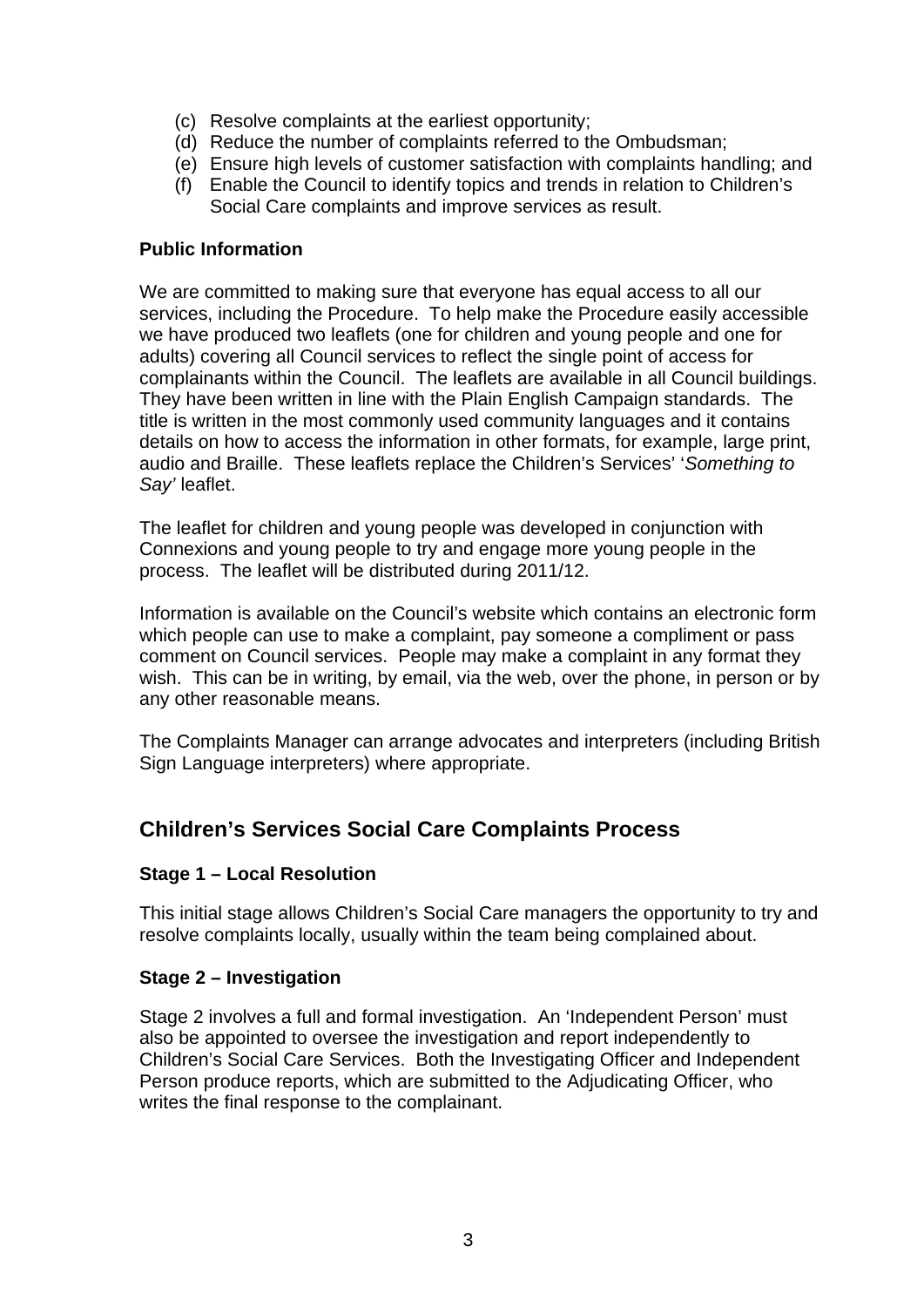(c) Resolve complaints at the earliest opportunity;
(d) Reduce the number of complaints referred to the Ombudsman;
(e) Ensure high levels of customer satisfaction with complaints handling; and
(f) Enable the Council to identify topics and trends in relation to Children's Social Care complaints and improve services as result.

**Public Information**

We are committed to making sure that everyone has equal access to all our services, including the Procedure. To help make the Procedure easily accessible we have produced two leaflets (one for children and young people and one for adults) covering all Council services to reflect the single point of access for complainants within the Council. The leaflets are available in all Council buildings. They have been written in line with the Plain English Campaign standards. The title is written in the most commonly used community languages and it contains details on how to access the information in other formats, for example, large print, audio and Braille. These leaflets replace the Children's Services' '*Something to Say'* leaflet.

The leaflet for children and young people was developed in conjunction with Connexions and young people to try and engage more young people in the process. The leaflet will be distributed during 2011/12.

Information is available on the Council's website which contains an electronic form which people can use to make a complaint, pay someone a compliment or pass comment on Council services. People may make a complaint in any format they wish. This can be in writing, by email, via the web, over the phone, in person or by any other reasonable means.

The Complaints Manager can arrange advocates and interpreters (including British Sign Language interpreters) where appropriate.

## Children's Services Social Care Complaints Process

**Stage 1 – Local Resolution**

This initial stage allows Children's Social Care managers the opportunity to try and resolve complaints locally, usually within the team being complained about.

**Stage 2 – Investigation**

Stage 2 involves a full and formal investigation. An 'Independent Person' must also be appointed to oversee the investigation and report independently to Children's Social Care Services. Both the Investigating Officer and Independent Person produce reports, which are submitted to the Adjudicating Officer, who writes the final response to the complainant.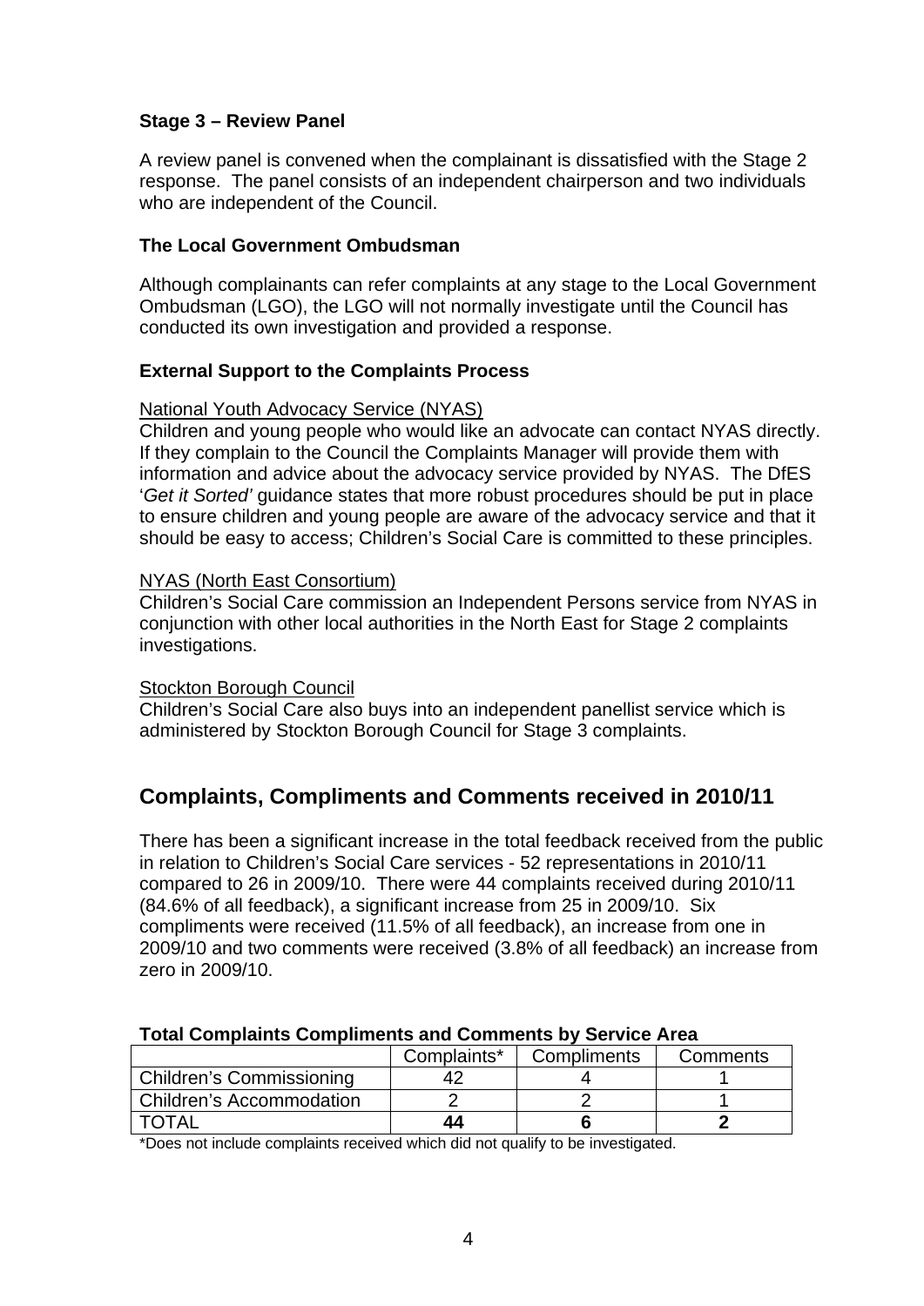### Stage 3 – Review Panel

A review panel is convened when the complainant is dissatisfied with the Stage 2 response. The panel consists of an independent chairperson and two individuals who are independent of the Council.

### The Local Government Ombudsman

Although complainants can refer complaints at any stage to the Local Government Ombudsman (LGO), the LGO will not normally investigate until the Council has conducted its own investigation and provided a response.

### External Support to the Complaints Process

<u>National Youth Advocacy Service (NYAS)</u>
Children and young people who would like an advocate can contact NYAS directly. If they complain to the Council the Complaints Manager will provide them with information and advice about the advocacy service provided by NYAS. The DfES '*Get it Sorted'* guidance states that more robust procedures should be put in place to ensure children and young people are aware of the advocacy service and that it should be easy to access; Children's Social Care is committed to these principles.

<u>NYAS (North East Consortium)</u>
Children's Social Care commission an Independent Persons service from NYAS in conjunction with other local authorities in the North East for Stage 2 complaints investigations.

<u>Stockton Borough Council</u>
Children's Social Care also buys into an independent panellist service which is administered by Stockton Borough Council for Stage 3 complaints.

## Complaints, Compliments and Comments received in 2010/11

There has been a significant increase in the total feedback received from the public in relation to Children's Social Care services - 52 representations in 2010/11 compared to 26 in 2009/10. There were 44 complaints received during 2010/11 (84.6% of all feedback), a significant increase from 25 in 2009/10. Six compliments were received (11.5% of all feedback), an increase from one in 2009/10 and two comments were received (3.8% of all feedback) an increase from zero in 2009/10.

**Total Complaints Compliments and Comments by Service Area**

| | Complaints* | Compliments | Comments |
|---|---|---|---|
| Children's Commissioning | 42 | 4 | 1 |
| Children's Accommodation | 2 | 2 | 1 |
| TOTAL | **44** | **6** | **2** |

*Does not include complaints received which did not qualify to be investigated.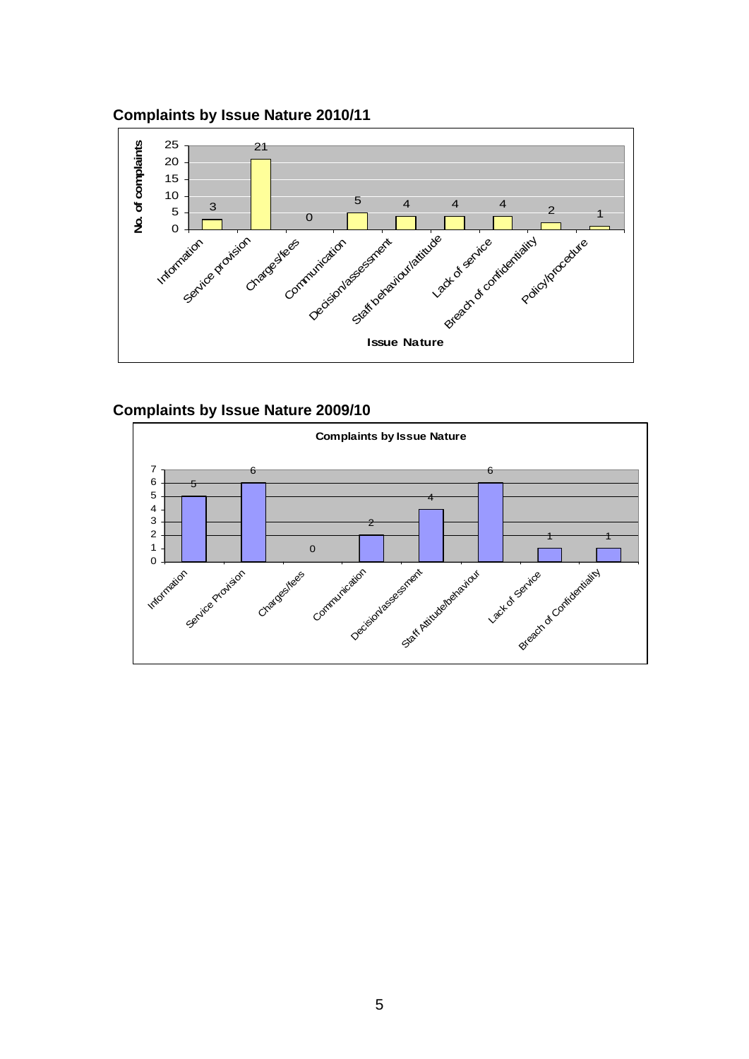## Complaints by Issue Nature 2010/11

| Issue Nature | No. of complaints |
|---|---|
| Information | 3 |
| Service provision | 21 |
| Charges/fees | 0 |
| Communication | 5 |
| Decision/assessment | 4 |
| Staff behaviour/attitude | 4 |
| Lack of service | 4 |
| Breach of confidentiality | 2 |
| Policy/procedure | 1 |

## Complaints by Issue Nature 2009/10

**Complaints by Issue Nature**

| Issue Nature | No. of complaints |
|---|---|
| Information | 5 |
| Service Provision | 6 |
| Charges/fees | 0 |
| Communication | 2 |
| Decision/assessment | 4 |
| Staff Attitude/behaviour | 6 |
| Lack of Service | 1 |
| Breach of Confidentiality | 1 |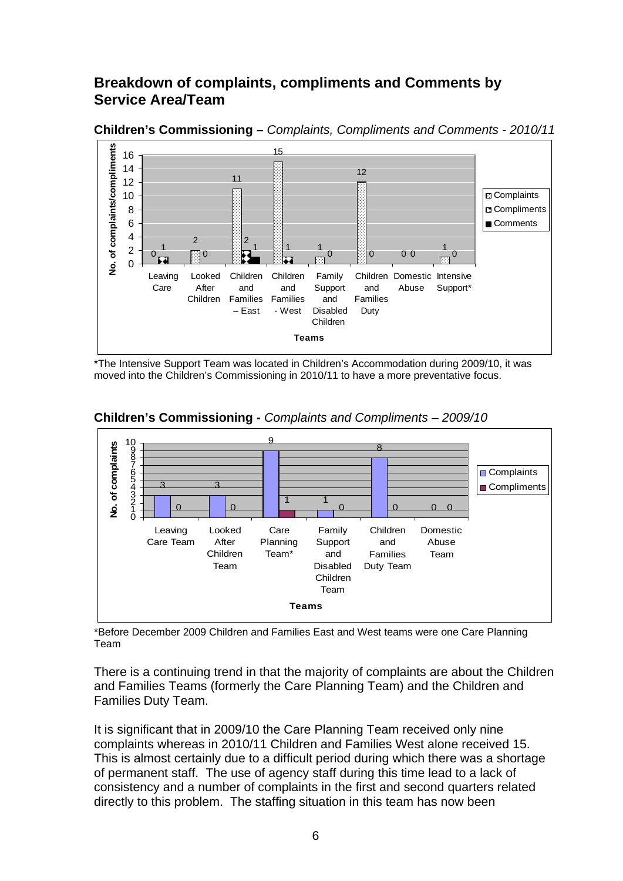## Breakdown of complaints, compliments and Comments by Service Area/Team

**Children's Commissioning –** *Complaints, Compliments and Comments - 2010/11*

| Teams | Complaints | Compliments | Comments |
|---|---|---|---|
| Leaving Care | 0 | 1 | |
| Looked After Children | 2 | 0 | |
| Children and Families – East | 11 | 2 | 1 |
| Children and Families - West | 15 | 1 | |
| Family Support and Disabled Children | 1 | 0 | |
| Children and Families Duty | 12 | 0 | |
| Domestic Abuse | 0 | 0 | |
| Intensive Support* | 1 | 0 | |

*The Intensive Support Team was located in Children's Accommodation during 2009/10, it was moved into the Children's Commissioning in 2010/11 to have a more preventative focus.

**Children's Commissioning -** *Complaints and Compliments – 2009/10*

| Teams | Complaints | Compliments |
|---|---|---|
| Leaving Care Team | 3 | 0 |
| Looked After Children Team | 3 | 0 |
| Care Planning Team* | 9 | 1 |
| Family Support and Disabled Children Team | 1 | 0 |
| Children and Families Duty Team | 8 | 0 |
| Domestic Abuse Team | 0 | 0 |

*Before December 2009 Children and Families East and West teams were one Care Planning Team

There is a continuing trend in that the majority of complaints are about the Children and Families Teams (formerly the Care Planning Team) and the Children and Families Duty Team.

It is significant that in 2009/10 the Care Planning Team received only nine complaints whereas in 2010/11 Children and Families West alone received 15. This is almost certainly due to a difficult period during which there was a shortage of permanent staff. The use of agency staff during this time lead to a lack of consistency and a number of complaints in the first and second quarters related directly to this problem. The staffing situation in this team has now been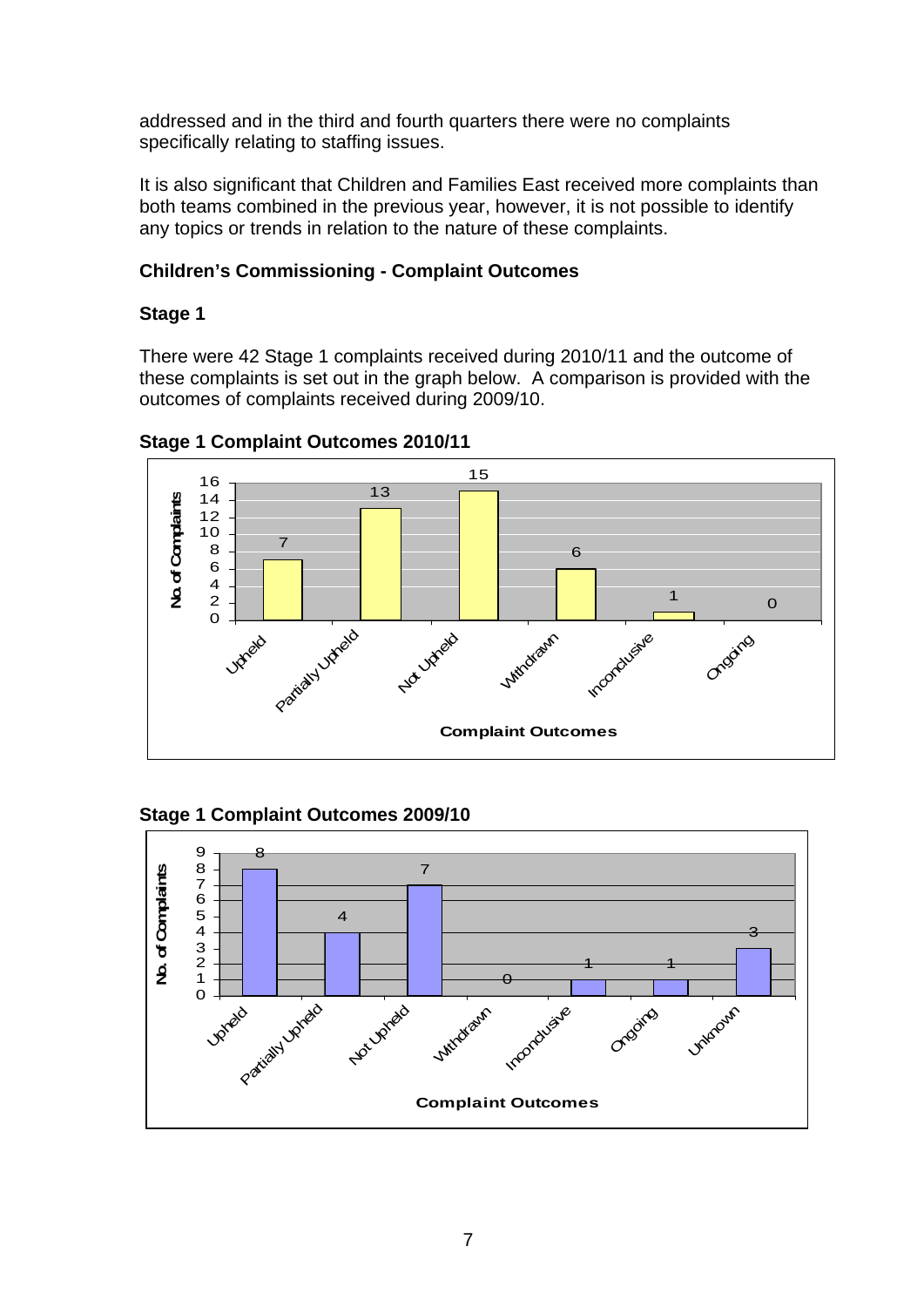addressed and in the third and fourth quarters there were no complaints specifically relating to staffing issues.

It is also significant that Children and Families East received more complaints than both teams combined in the previous year, however, it is not possible to identify any topics or trends in relation to the nature of these complaints.

**Children's Commissioning - Complaint Outcomes**

**Stage 1**

There were 42 Stage 1 complaints received during 2010/11 and the outcome of these complaints is set out in the graph below. A comparison is provided with the outcomes of complaints received during 2009/10.

**Stage 1 Complaint Outcomes 2010/11**

| Complaint Outcomes | No. of Complaints |
|---|---|
| Upheld | 7 |
| Partially Upheld | 13 |
| Not Upheld | 15 |
| Withdrawn | 6 |
| Inconclusive | 1 |
| Ongoing | 0 |

**Stage 1 Complaint Outcomes 2009/10**

| Complaint Outcomes | No. of Complaints |
|---|---|
| Upheld | 8 |
| Partially Upheld | 4 |
| Not Upheld | 7 |
| Withdrawn | 0 |
| Inconclusive | 1 |
| Ongoing | 1 |
| Unknown | 3 |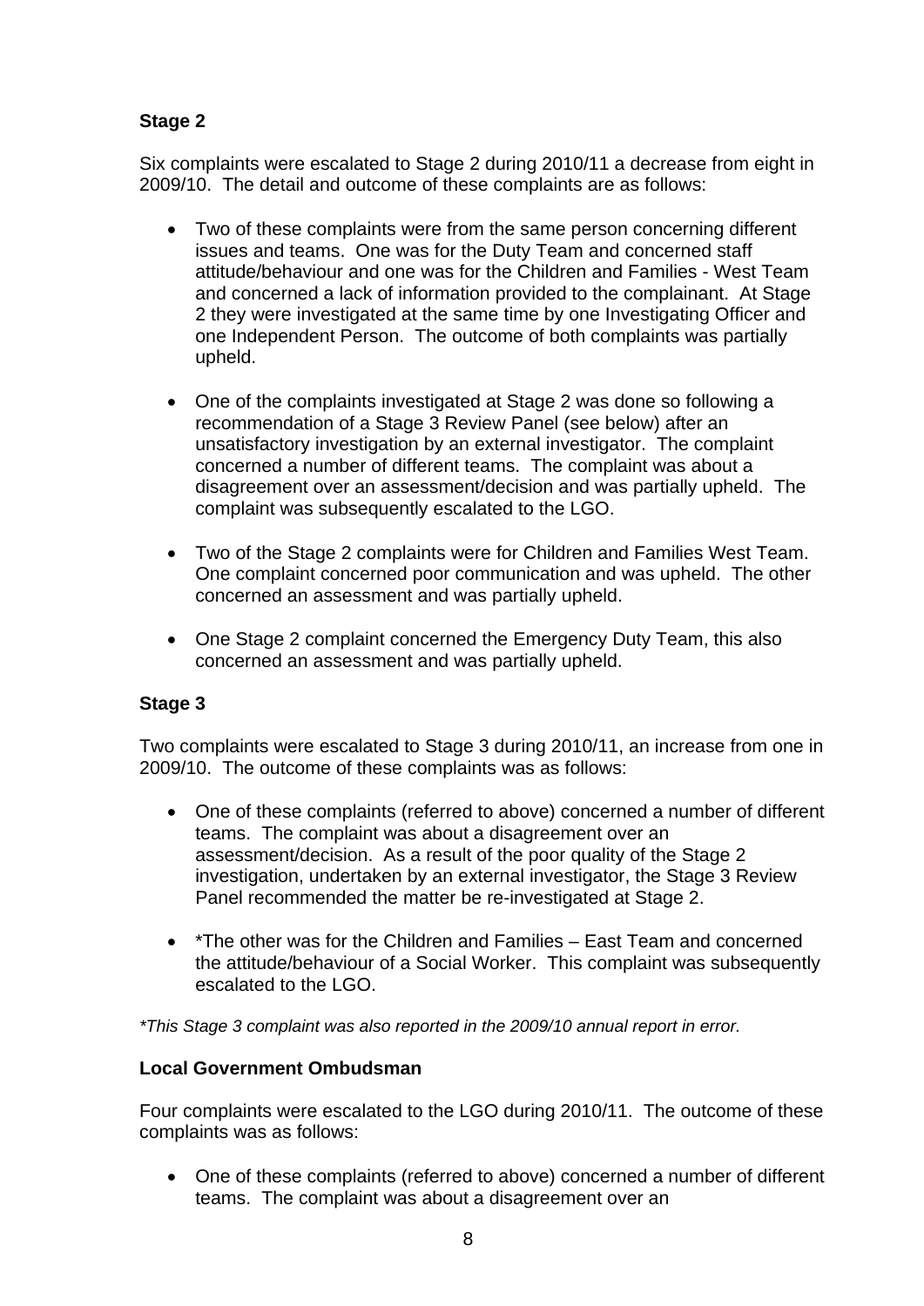## Stage 2

Six complaints were escalated to Stage 2 during 2010/11 a decrease from eight in 2009/10. The detail and outcome of these complaints are as follows:

- Two of these complaints were from the same person concerning different issues and teams. One was for the Duty Team and concerned staff attitude/behaviour and one was for the Children and Families - West Team and concerned a lack of information provided to the complainant. At Stage 2 they were investigated at the same time by one Investigating Officer and one Independent Person. The outcome of both complaints was partially upheld.

- One of the complaints investigated at Stage 2 was done so following a recommendation of a Stage 3 Review Panel (see below) after an unsatisfactory investigation by an external investigator. The complaint concerned a number of different teams. The complaint was about a disagreement over an assessment/decision and was partially upheld. The complaint was subsequently escalated to the LGO.

- Two of the Stage 2 complaints were for Children and Families West Team. One complaint concerned poor communication and was upheld. The other concerned an assessment and was partially upheld.

- One Stage 2 complaint concerned the Emergency Duty Team, this also concerned an assessment and was partially upheld.

## Stage 3

Two complaints were escalated to Stage 3 during 2010/11, an increase from one in 2009/10. The outcome of these complaints was as follows:

- One of these complaints (referred to above) concerned a number of different teams. The complaint was about a disagreement over an assessment/decision. As a result of the poor quality of the Stage 2 investigation, undertaken by an external investigator, the Stage 3 Review Panel recommended the matter be re-investigated at Stage 2.

- *The other was for the Children and Families – East Team and concerned the attitude/behaviour of a Social Worker. This complaint was subsequently escalated to the LGO.

*\*This Stage 3 complaint was also reported in the 2009/10 annual report in error.*

## Local Government Ombudsman

Four complaints were escalated to the LGO during 2010/11. The outcome of these complaints was as follows:

- One of these complaints (referred to above) concerned a number of different teams. The complaint was about a disagreement over an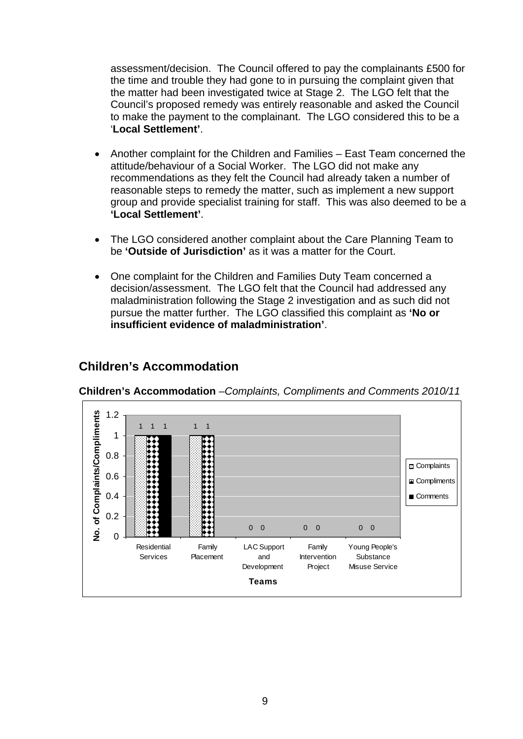assessment/decision. The Council offered to pay the complainants £500 for the time and trouble they had gone to in pursuing the complaint given that the matter had been investigated twice at Stage 2. The LGO felt that the Council's proposed remedy was entirely reasonable and asked the Council to make the payment to the complainant. The LGO considered this to be a '**Local Settlement'**.

- Another complaint for the Children and Families – East Team concerned the attitude/behaviour of a Social Worker. The LGO did not make any recommendations as they felt the Council had already taken a number of reasonable steps to remedy the matter, such as implement a new support group and provide specialist training for staff. This was also deemed to be a **'Local Settlement'**.
- The LGO considered another complaint about the Care Planning Team to be **'Outside of Jurisdiction'** as it was a matter for the Court.
- One complaint for the Children and Families Duty Team concerned a decision/assessment. The LGO felt that the Council had addressed any maladministration following the Stage 2 investigation and as such did not pursue the matter further. The LGO classified this complaint as **'No or insufficient evidence of maladministration'**.

## Children's Accommodation

**Children's Accommodation** –*Complaints, Compliments and Comments 2010/11*

| Teams | Complaints | Compliments | Comments |
|---|---|---|---|
| Residential Services | 1 | 1 | 1 |
| Family Placement | 1 | 1 | |
| LAC Support and Development | 0 | 0 | |
| Family Intervention Project | 0 | 0 | |
| Young People's Substance Misuse Service | 0 | 0 | |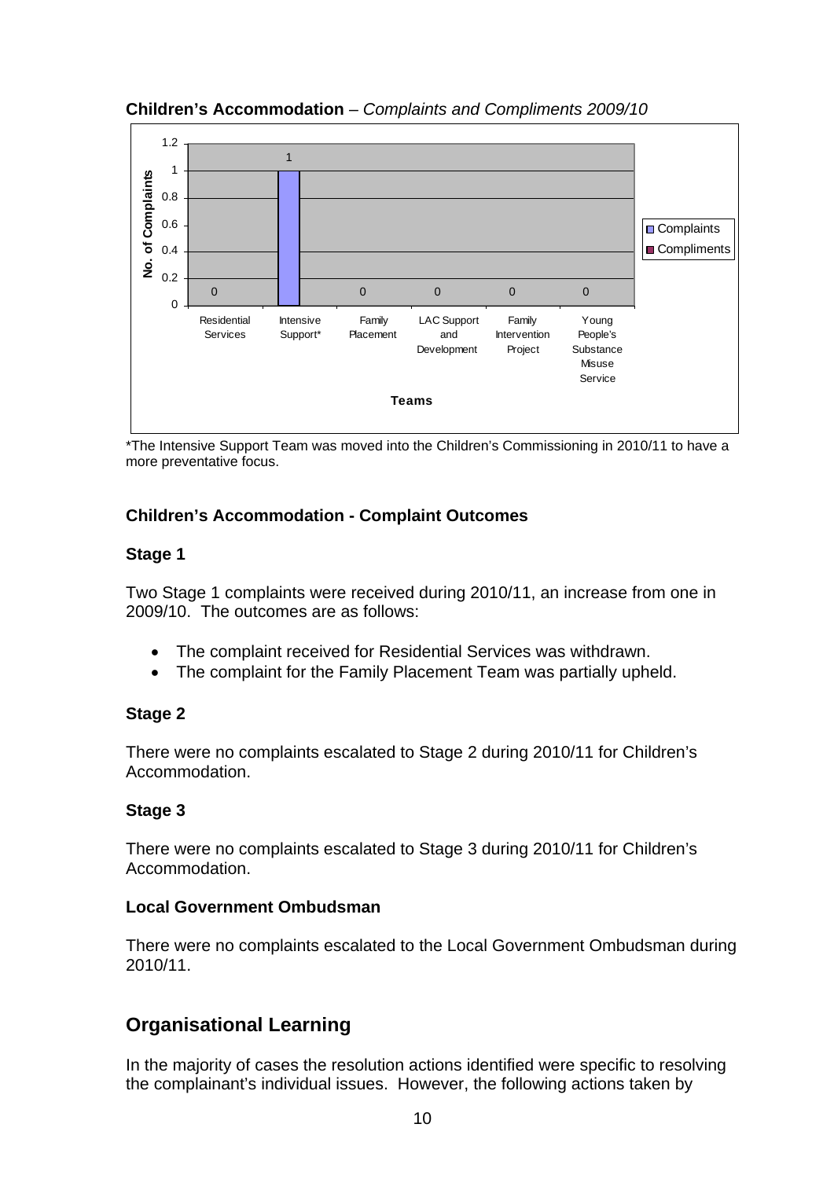**Children's Accommodation** – *Complaints and Compliments 2009/10*

| Teams | Complaints | Compliments |
|---|---|---|
| Residential Services | 0 | |
| Intensive Support* | 1 | |
| Family Placement | 0 | |
| LAC Support and Development | 0 | |
| Family Intervention Project | 0 | |
| Young People's Substance Misuse Service | 0 | |

*The Intensive Support Team was moved into the Children's Commissioning in 2010/11 to have a more preventative focus.

### Children's Accommodation - Complaint Outcomes

#### Stage 1

Two Stage 1 complaints were received during 2010/11, an increase from one in 2009/10. The outcomes are as follows:

- The complaint received for Residential Services was withdrawn.
- The complaint for the Family Placement Team was partially upheld.

#### Stage 2

There were no complaints escalated to Stage 2 during 2010/11 for Children's Accommodation.

#### Stage 3

There were no complaints escalated to Stage 3 during 2010/11 for Children's Accommodation.

#### Local Government Ombudsman

There were no complaints escalated to the Local Government Ombudsman during 2010/11.

## Organisational Learning

In the majority of cases the resolution actions identified were specific to resolving the complainant's individual issues. However, the following actions taken by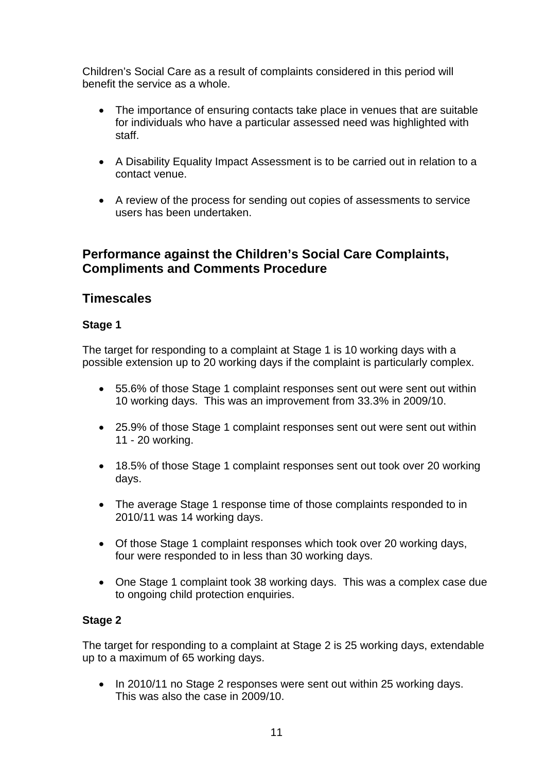Children's Social Care as a result of complaints considered in this period will benefit the service as a whole.

- The importance of ensuring contacts take place in venues that are suitable for individuals who have a particular assessed need was highlighted with staff.
- A Disability Equality Impact Assessment is to be carried out in relation to a contact venue.
- A review of the process for sending out copies of assessments to service users has been undertaken.

## Performance against the Children's Social Care Complaints, Compliments and Comments Procedure

## Timescales

### Stage 1

The target for responding to a complaint at Stage 1 is 10 working days with a possible extension up to 20 working days if the complaint is particularly complex.

- 55.6% of those Stage 1 complaint responses sent out were sent out within 10 working days. This was an improvement from 33.3% in 2009/10.
- 25.9% of those Stage 1 complaint responses sent out were sent out within 11 - 20 working.
- 18.5% of those Stage 1 complaint responses sent out took over 20 working days.
- The average Stage 1 response time of those complaints responded to in 2010/11 was 14 working days.
- Of those Stage 1 complaint responses which took over 20 working days, four were responded to in less than 30 working days.
- One Stage 1 complaint took 38 working days. This was a complex case due to ongoing child protection enquiries.

### Stage 2

The target for responding to a complaint at Stage 2 is 25 working days, extendable up to a maximum of 65 working days.

- In 2010/11 no Stage 2 responses were sent out within 25 working days. This was also the case in 2009/10.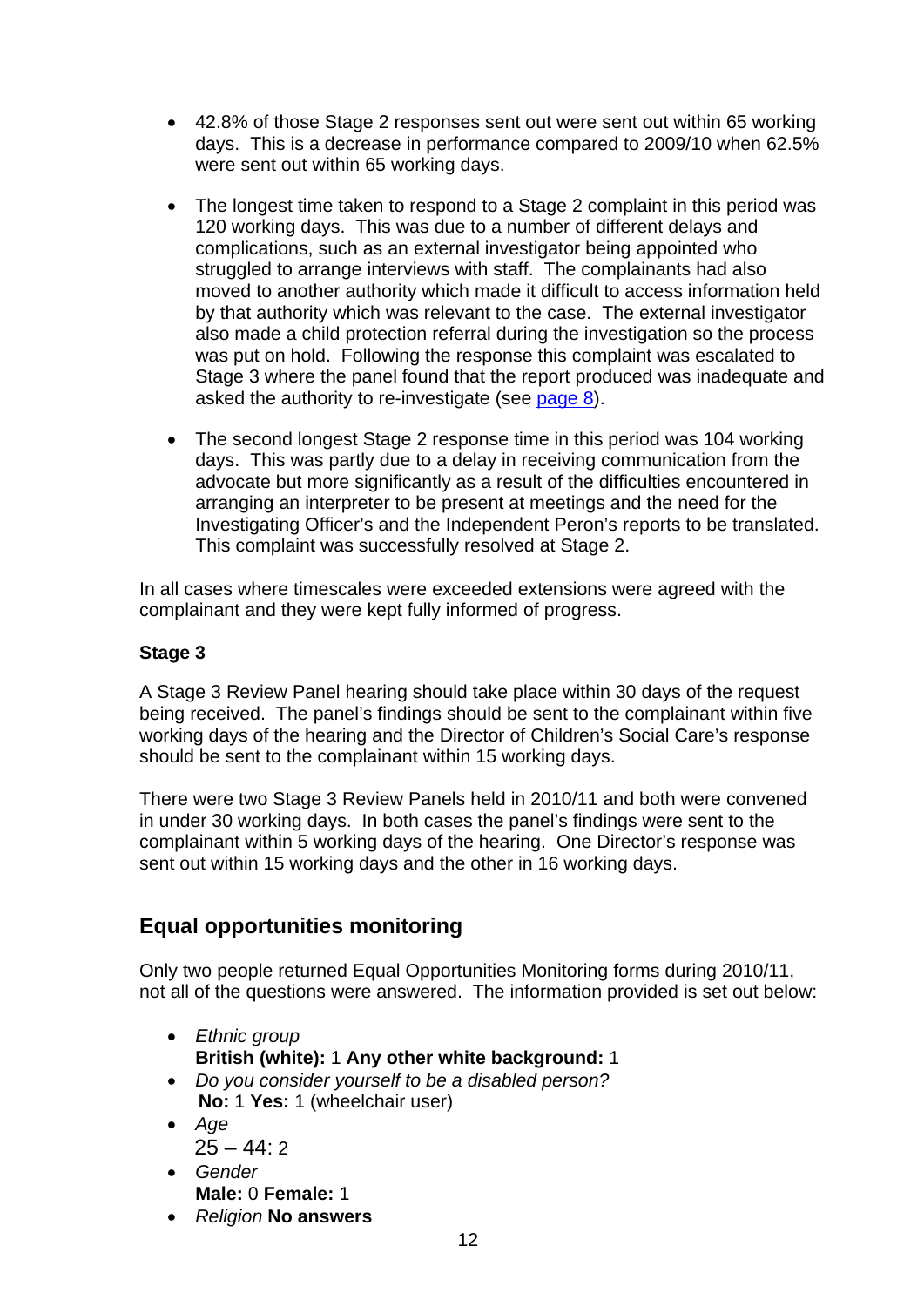- 42.8% of those Stage 2 responses sent out were sent out within 65 working days. This is a decrease in performance compared to 2009/10 when 62.5% were sent out within 65 working days.

- The longest time taken to respond to a Stage 2 complaint in this period was 120 working days. This was due to a number of different delays and complications, such as an external investigator being appointed who struggled to arrange interviews with staff. The complainants had also moved to another authority which made it difficult to access information held by that authority which was relevant to the case. The external investigator also made a child protection referral during the investigation so the process was put on hold. Following the response this complaint was escalated to Stage 3 where the panel found that the report produced was inadequate and asked the authority to re-investigate (see page 8).

- The second longest Stage 2 response time in this period was 104 working days. This was partly due to a delay in receiving communication from the advocate but more significantly as a result of the difficulties encountered in arranging an interpreter to be present at meetings and the need for the Investigating Officer's and the Independent Peron's reports to be translated. This complaint was successfully resolved at Stage 2.

In all cases where timescales were exceeded extensions were agreed with the complainant and they were kept fully informed of progress.

**Stage 3**

A Stage 3 Review Panel hearing should take place within 30 days of the request being received. The panel's findings should be sent to the complainant within five working days of the hearing and the Director of Children's Social Care's response should be sent to the complainant within 15 working days.

There were two Stage 3 Review Panels held in 2010/11 and both were convened in under 30 working days. In both cases the panel's findings were sent to the complainant within 5 working days of the hearing. One Director's response was sent out within 15 working days and the other in 16 working days.

## Equal opportunities monitoring

Only two people returned Equal Opportunities Monitoring forms during 2010/11, not all of the questions were answered. The information provided is set out below:

- *Ethnic group*
  **British (white):** 1 **Any other white background:** 1
- *Do you consider yourself to be a disabled person?*
  **No:** 1 **Yes:** 1 (wheelchair user)
- *Age*
  25 – 44: 2
- *Gender*
  **Male:** 0 **Female:** 1
- *Religion* **No answers**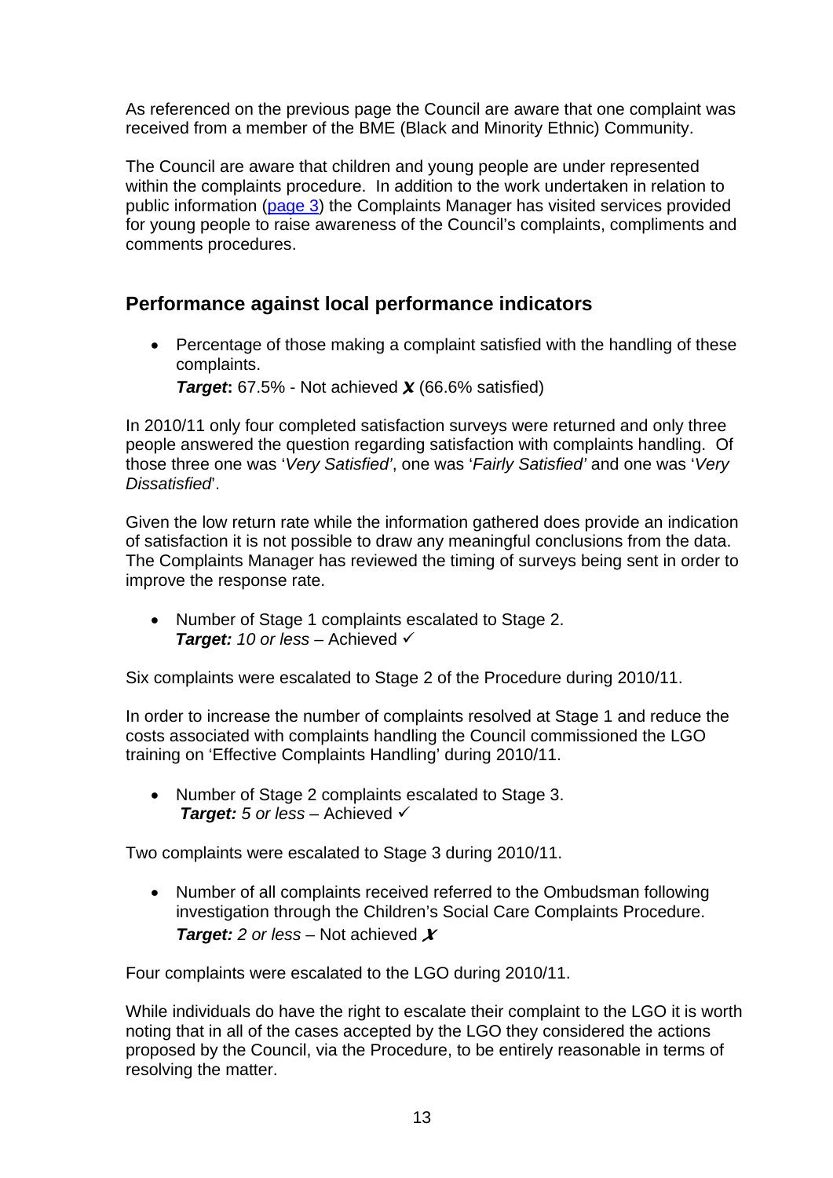As referenced on the previous page the Council are aware that one complaint was received from a member of the BME (Black and Minority Ethnic) Community.

The Council are aware that children and young people are under represented within the complaints procedure. In addition to the work undertaken in relation to public information ([page 3](#)) the Complaints Manager has visited services provided for young people to raise awareness of the Council's complaints, compliments and comments procedures.

## Performance against local performance indicators

- Percentage of those making a complaint satisfied with the handling of these complaints.
  ***Target*:** 67.5% - Not achieved ✗ (66.6% satisfied)

In 2010/11 only four completed satisfaction surveys were returned and only three people answered the question regarding satisfaction with complaints handling. Of those three one was '*Very Satisfied'*, one was '*Fairly Satisfied'* and one was '*Very Dissatisfied*'.

Given the low return rate while the information gathered does provide an indication of satisfaction it is not possible to draw any meaningful conclusions from the data. The Complaints Manager has reviewed the timing of surveys being sent in order to improve the response rate.

- Number of Stage 1 complaints escalated to Stage 2.
  ***Target:*** *10 or less* – Achieved ✓

Six complaints were escalated to Stage 2 of the Procedure during 2010/11.

In order to increase the number of complaints resolved at Stage 1 and reduce the costs associated with complaints handling the Council commissioned the LGO training on 'Effective Complaints Handling' during 2010/11.

- Number of Stage 2 complaints escalated to Stage 3.
  ***Target:*** *5 or less* – Achieved ✓

Two complaints were escalated to Stage 3 during 2010/11.

- Number of all complaints received referred to the Ombudsman following investigation through the Children's Social Care Complaints Procedure.
  ***Target:*** *2 or less* – Not achieved ✗

Four complaints were escalated to the LGO during 2010/11.

While individuals do have the right to escalate their complaint to the LGO it is worth noting that in all of the cases accepted by the LGO they considered the actions proposed by the Council, via the Procedure, to be entirely reasonable in terms of resolving the matter.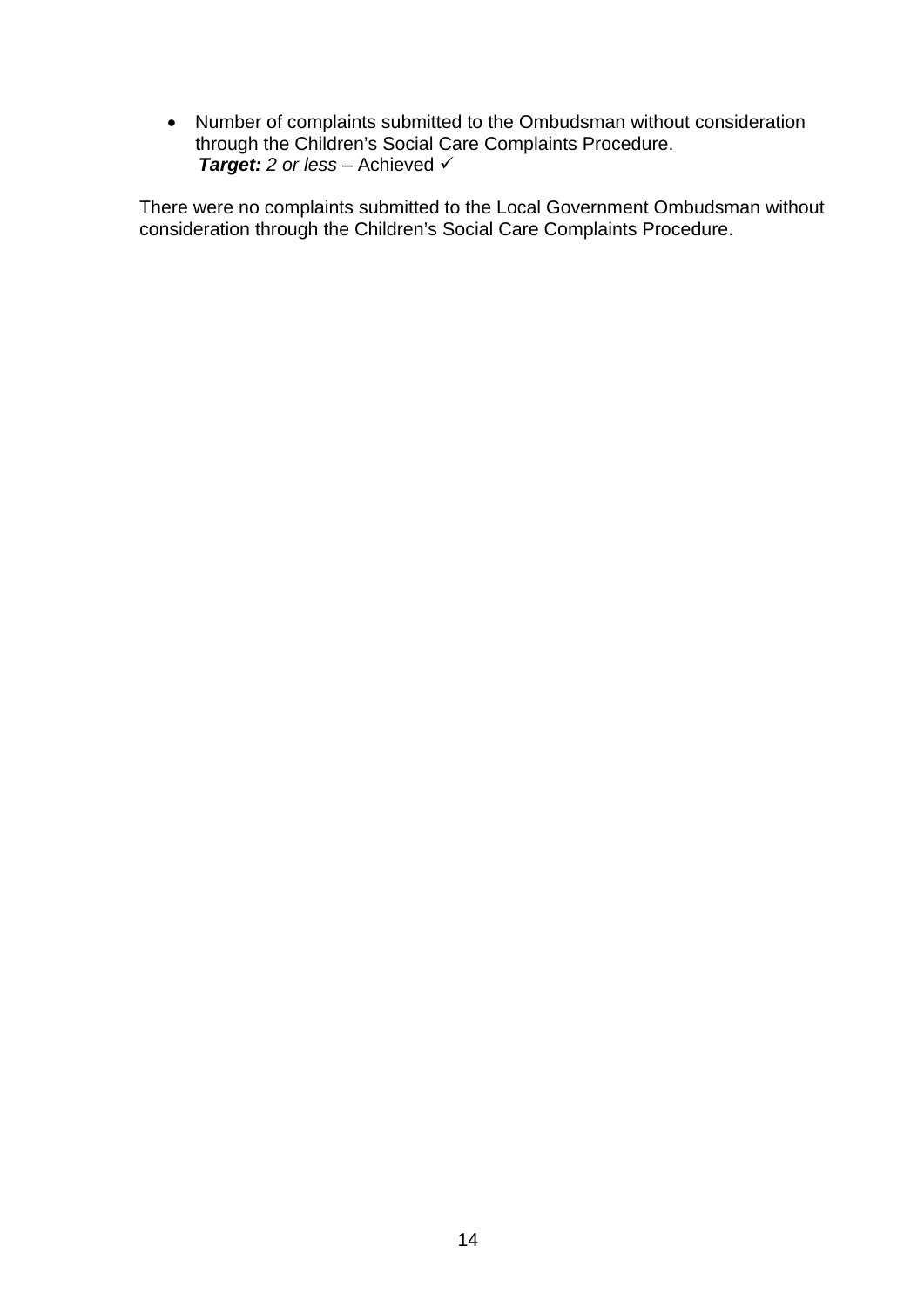- Number of complaints submitted to the Ombudsman without consideration through the Children's Social Care Complaints Procedure.
  ***Target:*** *2 or less* – Achieved ✓

There were no complaints submitted to the Local Government Ombudsman without consideration through the Children's Social Care Complaints Procedure.